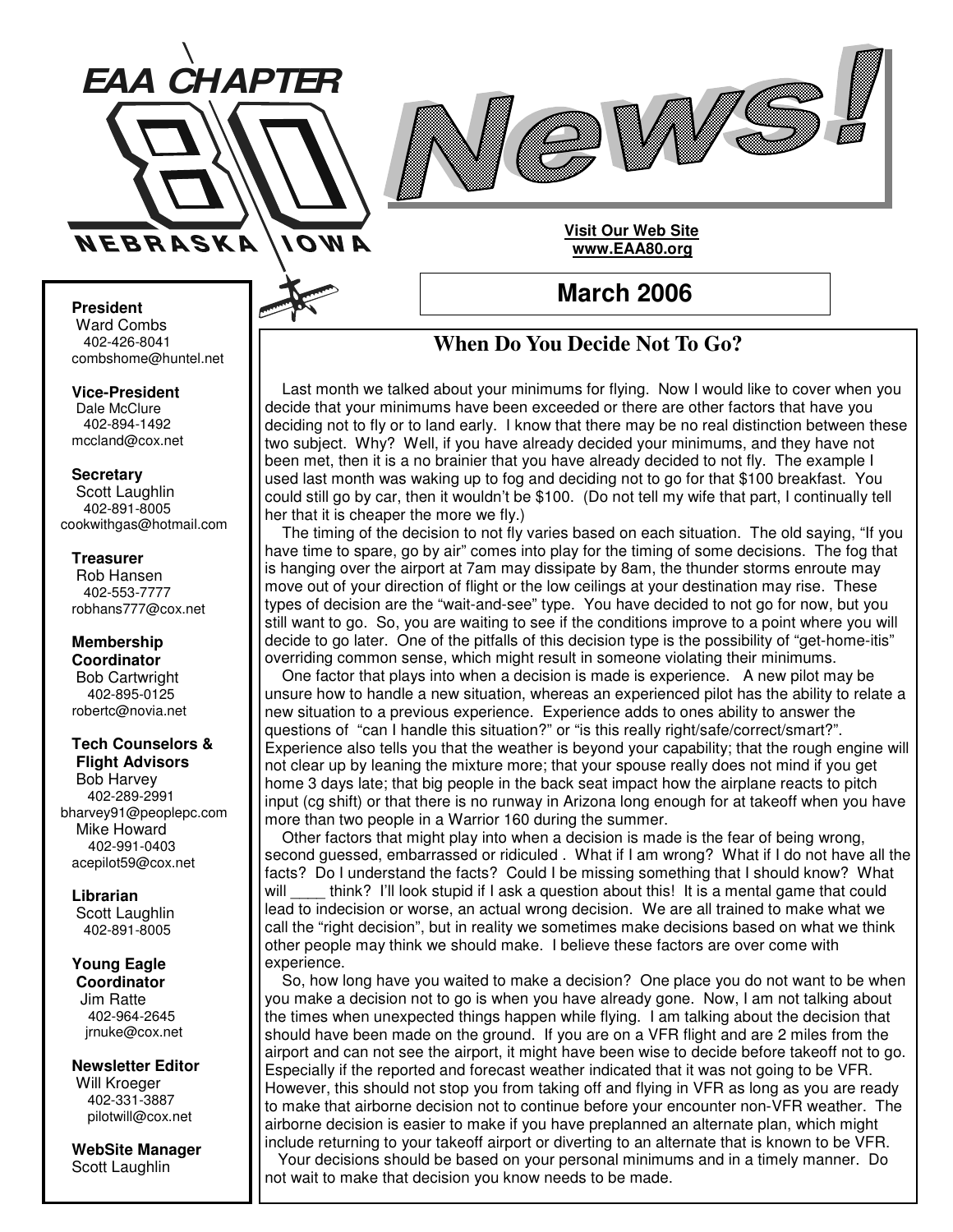# EAA CHAPTER 80 NEBRASKA IOWA

# News!

**Visit Our Web Site**
**www.EAA80.org**

## March 2006

**President**
Ward Combs
402-426-8041
combshome@huntel.net

**Vice-President**
Dale McClure
402-894-1492
mccland@cox.net

**Secretary**
Scott Laughlin
402-891-8005
cookwithgas@hotmail.com

**Treasurer**
Rob Hansen
402-553-7777
robhans777@cox.net

**Membership Coordinator**
Bob Cartwright
402-895-0125
robertc@novia.net

**Tech Counselors & Flight Advisors**
Bob Harvey
402-289-2991
bharvey91@peoplepc.com
Mike Howard
402-991-0403
acepilot59@cox.net

**Librarian**
Scott Laughlin
402-891-8005

**Young Eagle Coordinator**
Jim Ratte
402-964-2645
jrnuke@cox.net

**Newsletter Editor**
Will Kroeger
402-331-3887
pilotwill@cox.net

**WebSite Manager**
Scott Laughlin

### When Do You Decide Not To Go?

Last month we talked about your minimums for flying. Now I would like to cover when you decide that your minimums have been exceeded or there are other factors that have you deciding not to fly or to land early. I know that there may be no real distinction between these two subject. Why? Well, if you have already decided your minimums, and they have not been met, then it is a no brainier that you have already decided to not fly. The example I used last month was waking up to fog and deciding not to go for that $100 breakfast. You could still go by car, then it wouldn't be $100. (Do not tell my wife that part, I continually tell her that it is cheaper the more we fly.)

The timing of the decision to not fly varies based on each situation. The old saying, "If you have time to spare, go by air" comes into play for the timing of some decisions. The fog that is hanging over the airport at 7am may dissipate by 8am, the thunder storms enroute may move out of your direction of flight or the low ceilings at your destination may rise. These types of decision are the "wait-and-see" type. You have decided to not go for now, but you still want to go. So, you are waiting to see if the conditions improve to a point where you will decide to go later. One of the pitfalls of this decision type is the possibility of "get-home-itis" overriding common sense, which might result in someone violating their minimums.

One factor that plays into when a decision is made is experience. A new pilot may be unsure how to handle a new situation, whereas an experienced pilot has the ability to relate a new situation to a previous experience. Experience adds to ones ability to answer the questions of "can I handle this situation?" or "is this really right/safe/correct/smart?". Experience also tells you that the weather is beyond your capability; that the rough engine will not clear up by leaning the mixture more; that your spouse really does not mind if you get home 3 days late; that big people in the back seat impact how the airplane reacts to pitch input (cg shift) or that there is no runway in Arizona long enough for at takeoff when you have more than two people in a Warrior 160 during the summer.

Other factors that might play into when a decision is made is the fear of being wrong, second guessed, embarrassed or ridiculed . What if I am wrong? What if I do not have all the facts? Do I understand the facts? Could I be missing something that I should know? What will ____ think? I'll look stupid if I ask a question about this! It is a mental game that could lead to indecision or worse, an actual wrong decision. We are all trained to make what we call the "right decision", but in reality we sometimes make decisions based on what we think other people may think we should make. I believe these factors are over come with experience.

So, how long have you waited to make a decision? One place you do not want to be when you make a decision not to go is when you have already gone. Now, I am not talking about the times when unexpected things happen while flying. I am talking about the decision that should have been made on the ground. If you are on a VFR flight and are 2 miles from the airport and can not see the airport, it might have been wise to decide before takeoff not to go. Especially if the reported and forecast weather indicated that it was not going to be VFR. However, this should not stop you from taking off and flying in VFR as long as you are ready to make that airborne decision not to continue before your encounter non-VFR weather. The airborne decision is easier to make if you have preplanned an alternate plan, which might include returning to your takeoff airport or diverting to an alternate that is known to be VFR.

Your decisions should be based on your personal minimums and in a timely manner. Do not wait to make that decision you know needs to be made.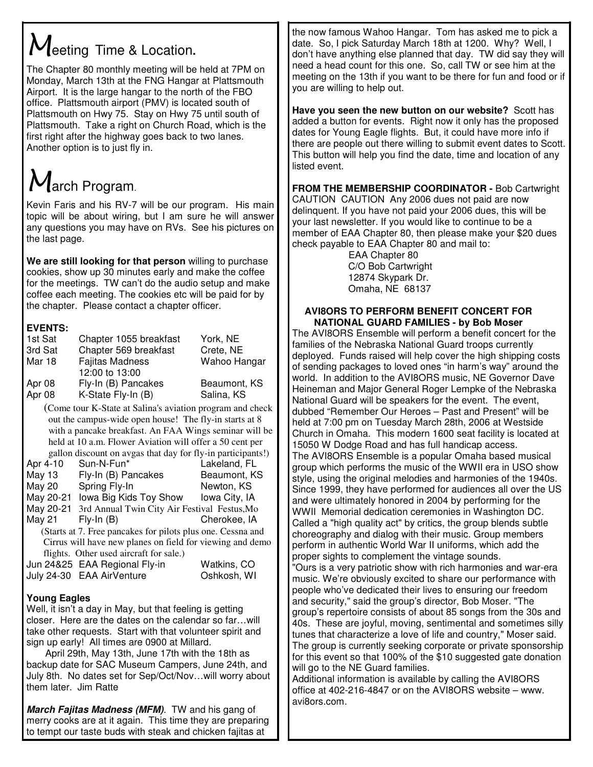# Meeting Time & Location.

The Chapter 80 monthly meeting will be held at 7PM on Monday, March 13th at the FNG Hangar at Plattsmouth Airport. It is the large hangar to the north of the FBO office. Plattsmouth airport (PMV) is located south of Plattsmouth on Hwy 75. Stay on Hwy 75 until south of Plattsmouth. Take a right on Church Road, which is the first right after the highway goes back to two lanes. Another option is to just fly in.

# March Program.

Kevin Faris and his RV-7 will be our program. His main topic will be about wiring, but I am sure he will answer any questions you may have on RVs. See his pictures on the last page.

**We are still looking for that person** willing to purchase cookies, show up 30 minutes early and make the coffee for the meetings. TW can't do the audio setup and make coffee each meeting. The cookies etc will be paid for by the chapter. Please contact a chapter officer.

### EVENTS:

| | | |
|---|---|---|
| 1st Sat | Chapter 1055 breakfast | York, NE |
| 3rd Sat | Chapter 569 breakfast | Crete, NE |
| Mar 18 | Fajitas Madness 12:00 to 13:00 | Wahoo Hangar |
| Apr 08 | Fly-In (B) Pancakes | Beaumont, KS |
| Apr 08 | K-State Fly-In (B) | Salina, KS |

(Come tour K-State at Salina's aviation program and check out the campus-wide open house! The fly-in starts at 8 with a pancake breakfast. An FAA Wings seminar will be held at 10 a.m. Flower Aviation will offer a 50 cent per gallon discount on avgas that day for fly-in participants!)

| | | |
|---|---|---|
| Apr 4-10 | Sun-N-Fun* | Lakeland, FL |
| May 13 | Fly-In (B) Pancakes | Beaumont, KS |
| May 20 | Spring Fly-In | Newton, KS |
| May 20-21 | Iowa Big Kids Toy Show | Iowa City, IA |
| May 20-21 | 3rd Annual Twin City Air Festival | Festus,Mo |
| May 21 | Fly-In (B) | Cherokee, IA |

(Starts at 7. Free pancakes for pilots plus one. Cessna and Cirrus will have new planes on field for viewing and demo flights. Other used aircraft for sale.)

| | | |
|---|---|---|
| Jun 24&25 | EAA Regional Fly-in | Watkins, CO |
| July 24-30 | EAA AirVenture | Oshkosh, WI |

### Young Eagles

Well, it isn't a day in May, but that feeling is getting closer. Here are the dates on the calendar so far…will take other requests. Start with that volunteer spirit and sign up early! All times are 0900 at Millard.

April 29th, May 13th, June 17th with the 18th as backup date for SAC Museum Campers, June 24th, and July 8th. No dates set for Sep/Oct/Nov…will worry about them later. Jim Ratte

***March Fajitas Madness (MFM)**.* TW and his gang of merry cooks are at it again. This time they are preparing to tempt our taste buds with steak and chicken fajitas at the now famous Wahoo Hangar. Tom has asked me to pick a date. So, I pick Saturday March 18th at 1200. Why? Well, I don't have anything else planned that day. TW did say they will need a head count for this one. So, call TW or see him at the meeting on the 13th if you want to be there for fun and food or if you are willing to help out.

**Have you seen the new button on our website?** Scott has added a button for events. Right now it only has the proposed dates for Young Eagle flights. But, it could have more info if there are people out there willing to submit event dates to Scott. This button will help you find the date, time and location of any listed event.

**FROM THE MEMBERSHIP COORDINATOR -** Bob Cartwright CAUTION CAUTION Any 2006 dues not paid are now delinquent. If you have not paid your 2006 dues, this will be your last newsletter. If you would like to continue to be a member of EAA Chapter 80, then please make your $20 dues check payable to EAA Chapter 80 and mail to:

EAA Chapter 80
C/O Bob Cartwright
12874 Skypark Dr.
Omaha, NE 68137

### AVI8ORS TO PERFORM BENEFIT CONCERT FOR NATIONAL GUARD FAMILIES - by Bob Moser

The AVI8ORS Ensemble will perform a benefit concert for the families of the Nebraska National Guard troops currently deployed. Funds raised will help cover the high shipping costs of sending packages to loved ones "in harm's way" around the world. In addition to the AVI8ORS music, NE Governor Dave Heineman and Major General Roger Lempke of the Nebraska National Guard will be speakers for the event. The event, dubbed "Remember Our Heroes – Past and Present" will be held at 7:00 pm on Tuesday March 28th, 2006 at Westside Church in Omaha. This modern 1600 seat facility is located at 15050 W Dodge Road and has full handicap access.

The AVI8ORS Ensemble is a popular Omaha based musical group which performs the music of the WWII era in USO show style, using the original melodies and harmonies of the 1940s. Since 1999, they have performed for audiences all over the US and were ultimately honored in 2004 by performing for the WWII Memorial dedication ceremonies in Washington DC. Called a "high quality act" by critics, the group blends subtle choreography and dialog with their music. Group members perform in authentic World War II uniforms, which add the proper sights to complement the vintage sounds.

"Ours is a very patriotic show with rich harmonies and war-era music. We're obviously excited to share our performance with people who've dedicated their lives to ensuring our freedom and security," said the group's director, Bob Moser. "The group's repertoire consists of about 85 songs from the 30s and 40s. These are joyful, moving, sentimental and sometimes silly tunes that characterize a love of life and country," Moser said. The group is currently seeking corporate or private sponsorship for this event so that 100% of the $10 suggested gate donation will go to the NE Guard families.

Additional information is available by calling the AVI8ORS office at 402-216-4847 or on the AVI8ORS website – www. avi8ors.com.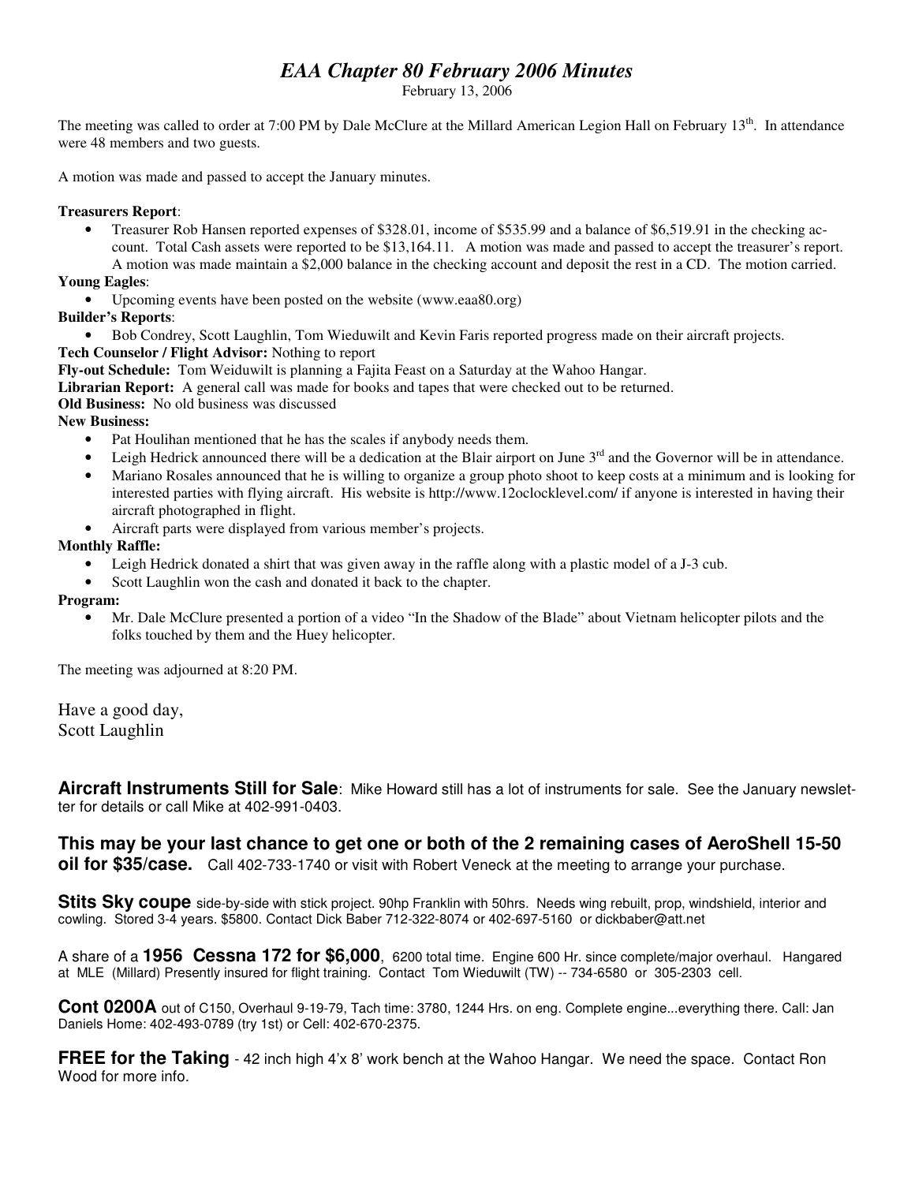# *EAA Chapter 80 February 2006 Minutes*

February 13, 2006

The meeting was called to order at 7:00 PM by Dale McClure at the Millard American Legion Hall on February 13th. In attendance were 48 members and two guests.

A motion was made and passed to accept the January minutes.

**Treasurers Report**:

- Treasurer Rob Hansen reported expenses of $328.01, income of $535.99 and a balance of $6,519.91 in the checking account. Total Cash assets were reported to be $13,164.11. A motion was made and passed to accept the treasurer's report. A motion was made maintain a $2,000 balance in the checking account and deposit the rest in a CD. The motion carried.

**Young Eagles**:

- Upcoming events have been posted on the website (www.eaa80.org)

**Builder's Reports**:

- Bob Condrey, Scott Laughlin, Tom Wieduwilt and Kevin Faris reported progress made on their aircraft projects.

**Tech Counselor / Flight Advisor:** Nothing to report

**Fly-out Schedule:** Tom Weiduwilt is planning a Fajita Feast on a Saturday at the Wahoo Hangar.

**Librarian Report:** A general call was made for books and tapes that were checked out to be returned.

**Old Business:** No old business was discussed

**New Business:**

- Pat Houlihan mentioned that he has the scales if anybody needs them.
- Leigh Hedrick announced there will be a dedication at the Blair airport on June 3rd and the Governor will be in attendance.
- Mariano Rosales announced that he is willing to organize a group photo shoot to keep costs at a minimum and is looking for interested parties with flying aircraft. His website is http://www.12oclocklevel.com/ if anyone is interested in having their aircraft photographed in flight.
- Aircraft parts were displayed from various member's projects.

**Monthly Raffle:**

- Leigh Hedrick donated a shirt that was given away in the raffle along with a plastic model of a J-3 cub.
- Scott Laughlin won the cash and donated it back to the chapter.

**Program:**

- Mr. Dale McClure presented a portion of a video "In the Shadow of the Blade" about Vietnam helicopter pilots and the folks touched by them and the Huey helicopter.

The meeting was adjourned at 8:20 PM.

Have a good day,
Scott Laughlin

**Aircraft Instruments Still for Sale**: Mike Howard still has a lot of instruments for sale. See the January newsletter for details or call Mike at 402-991-0403.

**This may be your last chance to get one or both of the 2 remaining cases of AeroShell 15-50 oil for $35/case.** Call 402-733-1740 or visit with Robert Veneck at the meeting to arrange your purchase.

**Stits Sky coupe** side-by-side with stick project. 90hp Franklin with 50hrs. Needs wing rebuilt, prop, windshield, interior and cowling. Stored 3-4 years. $5800. Contact Dick Baber 712-322-8074 or 402-697-5160 or dickbaber@att.net

A share of a **1956 Cessna 172 for $6,000**, 6200 total time. Engine 600 Hr. since complete/major overhaul. Hangared at MLE (Millard) Presently insured for flight training. Contact Tom Wieduwilt (TW) -- 734-6580 or 305-2303 cell.

**Cont 0200A** out of C150, Overhaul 9-19-79, Tach time: 3780, 1244 Hrs. on eng. Complete engine...everything there. Call: Jan Daniels Home: 402-493-0789 (try 1st) or Cell: 402-670-2375.

**FREE for the Taking** - 42 inch high 4'x 8' work bench at the Wahoo Hangar. We need the space. Contact Ron Wood for more info.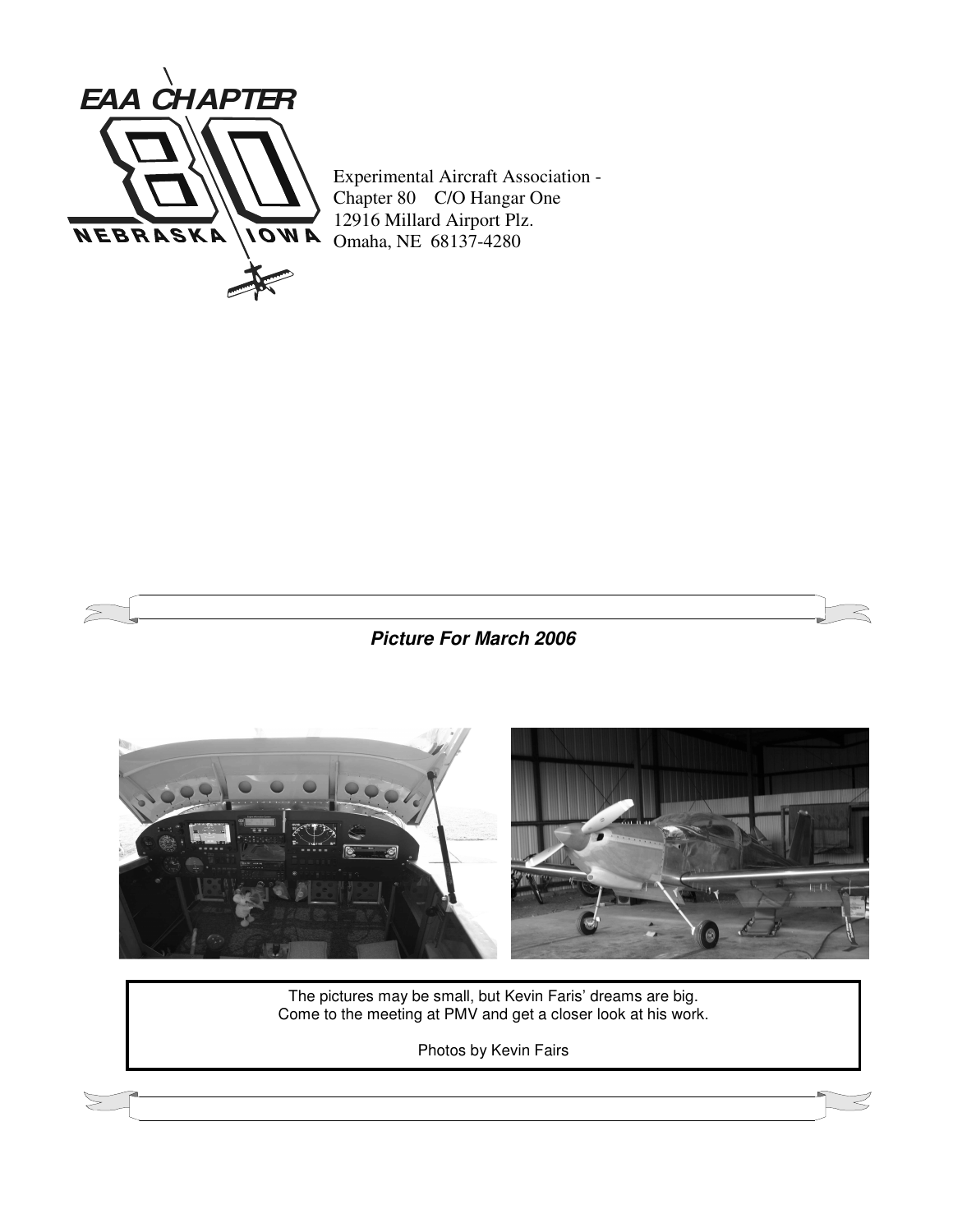Experimental Aircraft Association -
Chapter 80    C/O Hangar One
12916 Millard Airport Plz.
Omaha, NE  68137-4280

***Picture For March 2006***

The pictures may be small, but Kevin Faris' dreams are big.
Come to the meeting at PMV and get a closer look at his work.

Photos by Kevin Fairs